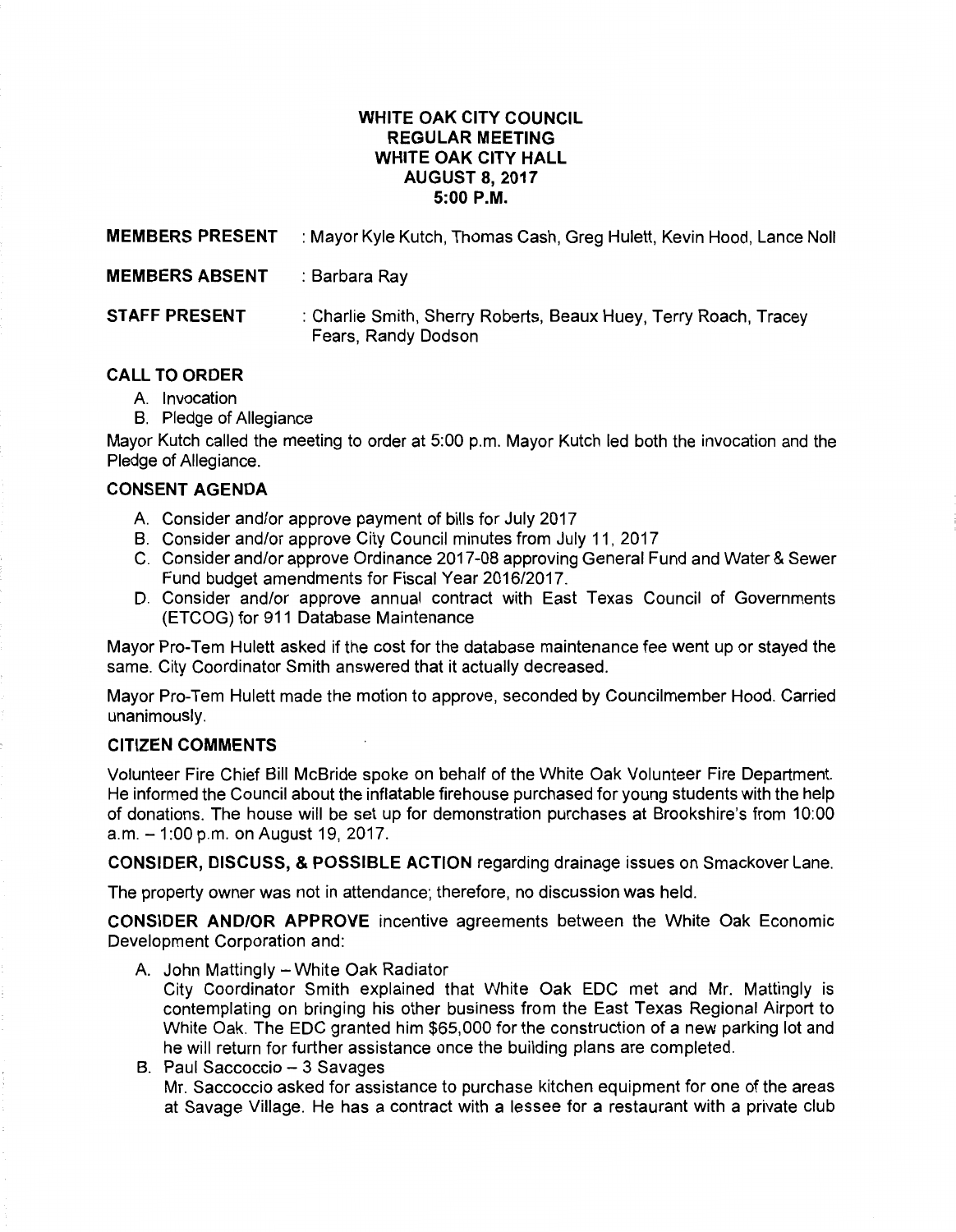# WHITE OAK CITY COUNCIL
## REGULAR MEETING
## WHITE OAK CITY HALL
## AUGUST 8, 2017
## 5:00 P.M.

**MEMBERS PRESENT** : Mayor Kyle Kutch, Thomas Cash, Greg Hulett, Kevin Hood, Lance Noll

**MEMBERS ABSENT** : Barbara Ray

**STAFF PRESENT** : Charlie Smith, Sherry Roberts, Beaux Huey, Terry Roach, Tracey Fears, Randy Dodson

### CALL TO ORDER

A. Invocation
B. Pledge of Allegiance

Mayor Kutch called the meeting to order at 5:00 p.m. Mayor Kutch led both the invocation and the Pledge of Allegiance.

### CONSENT AGENDA

A. Consider and/or approve payment of bills for July 2017
B. Consider and/or approve City Council minutes from July 11, 2017
C. Consider and/or approve Ordinance 2017-08 approving General Fund and Water & Sewer Fund budget amendments for Fiscal Year 2016/2017.
D. Consider and/or approve annual contract with East Texas Council of Governments (ETCOG) for 911 Database Maintenance

Mayor Pro-Tem Hulett asked if the cost for the database maintenance fee went up or stayed the same. City Coordinator Smith answered that it actually decreased.

Mayor Pro-Tem Hulett made the motion to approve, seconded by Councilmember Hood. Carried unanimously.

### CITIZEN COMMENTS

Volunteer Fire Chief Bill McBride spoke on behalf of the White Oak Volunteer Fire Department. He informed the Council about the inflatable firehouse purchased for young students with the help of donations. The house will be set up for demonstration purchases at Brookshire's from 10:00 a.m. – 1:00 p.m. on August 19, 2017.

**CONSIDER, DISCUSS, & POSSIBLE ACTION** regarding drainage issues on Smackover Lane.

The property owner was not in attendance; therefore, no discussion was held.

**CONSIDER AND/OR APPROVE** incentive agreements between the White Oak Economic Development Corporation and:

A. John Mattingly – White Oak Radiator
City Coordinator Smith explained that White Oak EDC met and Mr. Mattingly is contemplating on bringing his other business from the East Texas Regional Airport to White Oak. The EDC granted him $65,000 for the construction of a new parking lot and he will return for further assistance once the building plans are completed.

B. Paul Saccoccio – 3 Savages
Mr. Saccoccio asked for assistance to purchase kitchen equipment for one of the areas at Savage Village. He has a contract with a lessee for a restaurant with a private club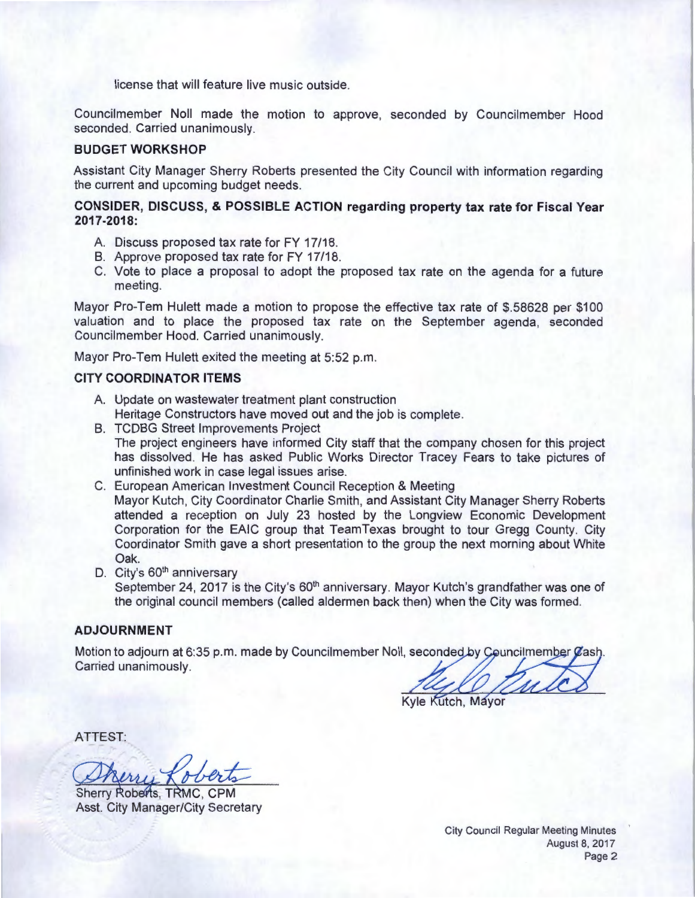license that will feature live music outside.

Councilmember Noll made the motion to approve, seconded by Councilmember Hood seconded. Carried unanimously.

**BUDGET WORKSHOP**

Assistant City Manager Sherry Roberts presented the City Council with information regarding the current and upcoming budget needs.

**CONSIDER, DISCUSS, & POSSIBLE ACTION regarding property tax rate for Fiscal Year 2017-2018:**

A. Discuss proposed tax rate for FY 17/18.
B. Approve proposed tax rate for FY 17/18.
C. Vote to place a proposal to adopt the proposed tax rate on the agenda for a future meeting.

Mayor Pro-Tem Hulett made a motion to propose the effective tax rate of $.58628 per $100 valuation and to place the proposed tax rate on the September agenda, seconded Councilmember Hood. Carried unanimously.

Mayor Pro-Tem Hulett exited the meeting at 5:52 p.m.

**CITY COORDINATOR ITEMS**

A. Update on wastewater treatment plant construction
   Heritage Constructors have moved out and the job is complete.
B. TCDBG Street Improvements Project
   The project engineers have informed City staff that the company chosen for this project has dissolved. He has asked Public Works Director Tracey Fears to take pictures of unfinished work in case legal issues arise.
C. European American Investment Council Reception & Meeting
   Mayor Kutch, City Coordinator Charlie Smith, and Assistant City Manager Sherry Roberts attended a reception on July 23 hosted by the Longview Economic Development Corporation for the EAIC group that TeamTexas brought to tour Gregg County. City Coordinator Smith gave a short presentation to the group the next morning about White Oak.
D. City's 60th anniversary
   September 24, 2017 is the City's 60th anniversary. Mayor Kutch's grandfather was one of the original council members (called aldermen back then) when the City was formed.

**ADJOURNMENT**

Motion to adjourn at 6:35 p.m. made by Councilmember Noll, seconded by Councilmember Cash. Carried unanimously.

Kyle Kutch, Mayor

ATTEST:

Sherry Roberts, TRMC, CPM
Asst. City Manager/City Secretary

City Council Regular Meeting Minutes
August 8, 2017